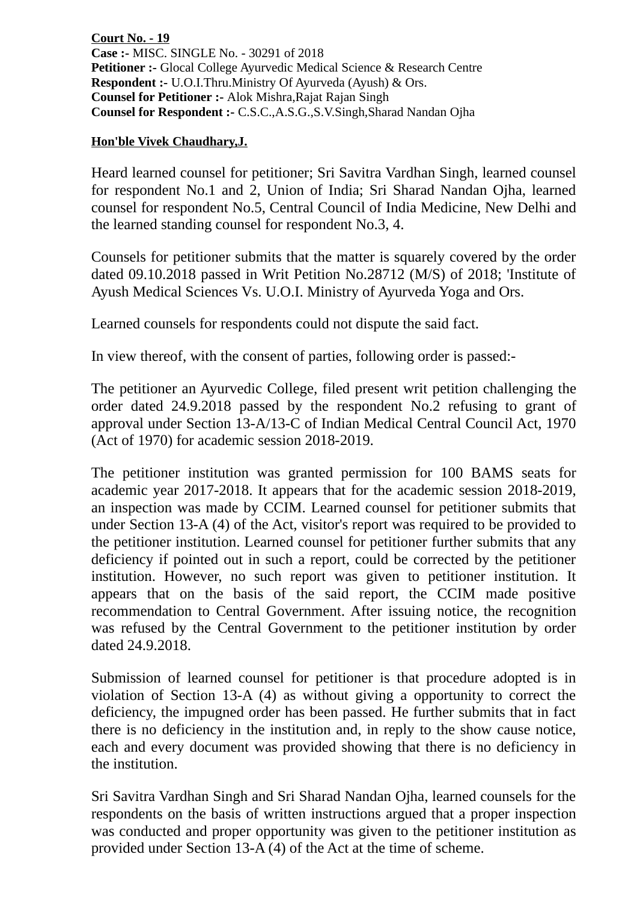**Court No. - 19**
**Case :-** MISC. SINGLE No. - 30291 of 2018
**Petitioner :-** Glocal College Ayurvedic Medical Science & Research Centre
**Respondent :-** U.O.I.Thru.Ministry Of Ayurveda (Ayush) & Ors.
**Counsel for Petitioner :-** Alok Mishra,Rajat Rajan Singh
**Counsel for Respondent :-** C.S.C.,A.S.G.,S.V.Singh,Sharad Nandan Ojha

**Hon'ble Vivek Chaudhary,J.**

Heard learned counsel for petitioner; Sri Savitra Vardhan Singh, learned counsel for respondent No.1 and 2, Union of India; Sri Sharad Nandan Ojha, learned counsel for respondent No.5, Central Council of India Medicine, New Delhi and the learned standing counsel for respondent No.3, 4.

Counsels for petitioner submits that the matter is squarely covered by the order dated 09.10.2018 passed in Writ Petition No.28712 (M/S) of 2018; 'Institute of Ayush Medical Sciences Vs. U.O.I. Ministry of Ayurveda Yoga and Ors.

Learned counsels for respondents could not dispute the said fact.

In view thereof, with the consent of parties, following order is passed:-

The petitioner an Ayurvedic College, filed present writ petition challenging the order dated 24.9.2018 passed by the respondent No.2 refusing to grant of approval under Section 13-A/13-C of Indian Medical Central Council Act, 1970 (Act of 1970) for academic session 2018-2019.

The petitioner institution was granted permission for 100 BAMS seats for academic year 2017-2018. It appears that for the academic session 2018-2019, an inspection was made by CCIM. Learned counsel for petitioner submits that under Section 13-A (4) of the Act, visitor's report was required to be provided to the petitioner institution. Learned counsel for petitioner further submits that any deficiency if pointed out in such a report, could be corrected by the petitioner institution. However, no such report was given to petitioner institution. It appears that on the basis of the said report, the CCIM made positive recommendation to Central Government. After issuing notice, the recognition was refused by the Central Government to the petitioner institution by order dated 24.9.2018.

Submission of learned counsel for petitioner is that procedure adopted is in violation of Section 13-A (4) as without giving a opportunity to correct the deficiency, the impugned order has been passed. He further submits that in fact there is no deficiency in the institution and, in reply to the show cause notice, each and every document was provided showing that there is no deficiency in the institution.

Sri Savitra Vardhan Singh and Sri Sharad Nandan Ojha, learned counsels for the respondents on the basis of written instructions argued that a proper inspection was conducted and proper opportunity was given to the petitioner institution as provided under Section 13-A (4) of the Act at the time of scheme.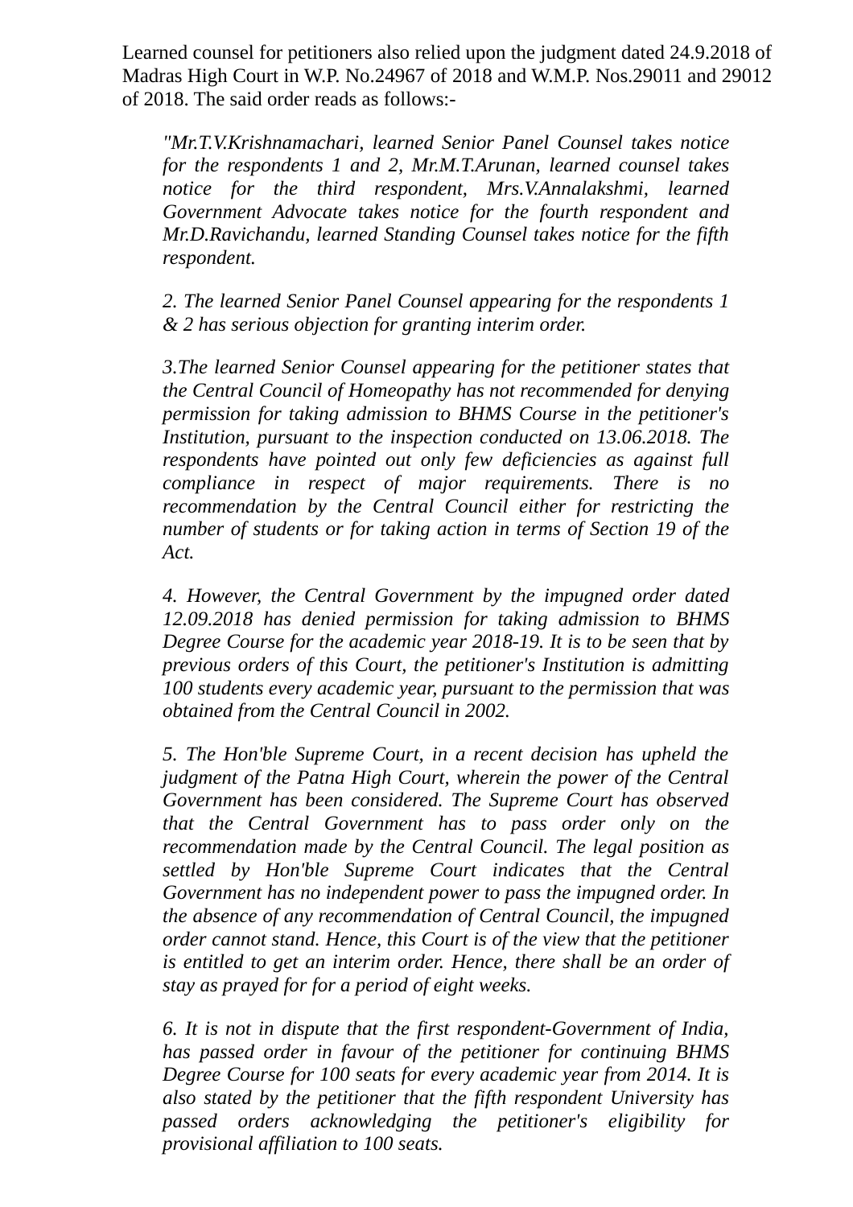Learned counsel for petitioners also relied upon the judgment dated 24.9.2018 of Madras High Court in W.P. No.24967 of 2018 and W.M.P. Nos.29011 and 29012 of 2018. The said order reads as follows:-

> *"Mr.T.V.Krishnamachari, learned Senior Panel Counsel takes notice for the respondents 1 and 2, Mr.M.T.Arunan, learned counsel takes notice for the third respondent, Mrs.V.Annalakshmi, learned Government Advocate takes notice for the fourth respondent and Mr.D.Ravichandu, learned Standing Counsel takes notice for the fifth respondent.*
>
> *2. The learned Senior Panel Counsel appearing for the respondents 1 & 2 has serious objection for granting interim order.*
>
> *3.The learned Senior Counsel appearing for the petitioner states that the Central Council of Homeopathy has not recommended for denying permission for taking admission to BHMS Course in the petitioner's Institution, pursuant to the inspection conducted on 13.06.2018. The respondents have pointed out only few deficiencies as against full compliance in respect of major requirements. There is no recommendation by the Central Council either for restricting the number of students or for taking action in terms of Section 19 of the Act.*
>
> *4. However, the Central Government by the impugned order dated 12.09.2018 has denied permission for taking admission to BHMS Degree Course for the academic year 2018-19. It is to be seen that by previous orders of this Court, the petitioner's Institution is admitting 100 students every academic year, pursuant to the permission that was obtained from the Central Council in 2002.*
>
> *5. The Hon'ble Supreme Court, in a recent decision has upheld the judgment of the Patna High Court, wherein the power of the Central Government has been considered. The Supreme Court has observed that the Central Government has to pass order only on the recommendation made by the Central Council. The legal position as settled by Hon'ble Supreme Court indicates that the Central Government has no independent power to pass the impugned order. In the absence of any recommendation of Central Council, the impugned order cannot stand. Hence, this Court is of the view that the petitioner is entitled to get an interim order. Hence, there shall be an order of stay as prayed for for a period of eight weeks.*
>
> *6. It is not in dispute that the first respondent-Government of India, has passed order in favour of the petitioner for continuing BHMS Degree Course for 100 seats for every academic year from 2014. It is also stated by the petitioner that the fifth respondent University has passed orders acknowledging the petitioner's eligibility for provisional affiliation to 100 seats.*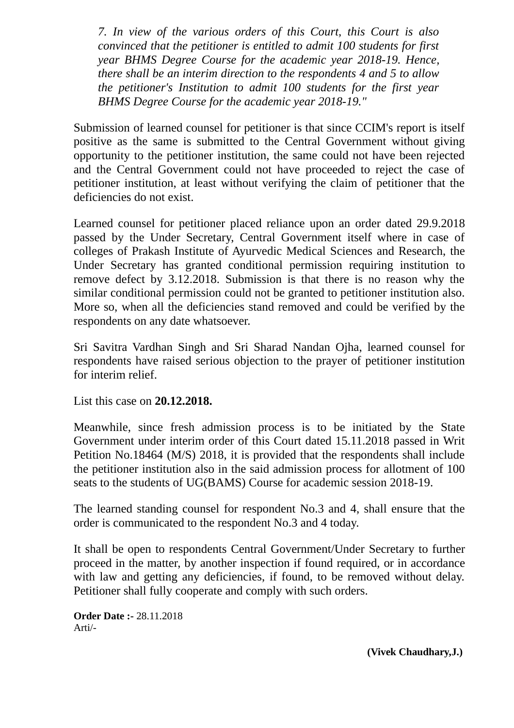*7. In view of the various orders of this Court, this Court is also convinced that the petitioner is entitled to admit 100 students for first year BHMS Degree Course for the academic year 2018-19. Hence, there shall be an interim direction to the respondents 4 and 5 to allow the petitioner's Institution to admit 100 students for the first year BHMS Degree Course for the academic year 2018-19."*

Submission of learned counsel for petitioner is that since CCIM's report is itself positive as the same is submitted to the Central Government without giving opportunity to the petitioner institution, the same could not have been rejected and the Central Government could not have proceeded to reject the case of petitioner institution, at least without verifying the claim of petitioner that the deficiencies do not exist.

Learned counsel for petitioner placed reliance upon an order dated 29.9.2018 passed by the Under Secretary, Central Government itself where in case of colleges of Prakash Institute of Ayurvedic Medical Sciences and Research, the Under Secretary has granted conditional permission requiring institution to remove defect by 3.12.2018. Submission is that there is no reason why the similar conditional permission could not be granted to petitioner institution also. More so, when all the deficiencies stand removed and could be verified by the respondents on any date whatsoever.

Sri Savitra Vardhan Singh and Sri Sharad Nandan Ojha, learned counsel for respondents have raised serious objection to the prayer of petitioner institution for interim relief.

List this case on **20.12.2018.**

Meanwhile, since fresh admission process is to be initiated by the State Government under interim order of this Court dated 15.11.2018 passed in Writ Petition No.18464 (M/S) 2018, it is provided that the respondents shall include the petitioner institution also in the said admission process for allotment of 100 seats to the students of UG(BAMS) Course for academic session 2018-19.

The learned standing counsel for respondent No.3 and 4, shall ensure that the order is communicated to the respondent No.3 and 4 today.

It shall be open to respondents Central Government/Under Secretary to further proceed in the matter, by another inspection if found required, or in accordance with law and getting any deficiencies, if found, to be removed without delay. Petitioner shall fully cooperate and comply with such orders.

**Order Date :-** 28.11.2018
Arti/-

**(Vivek Chaudhary,J.)**